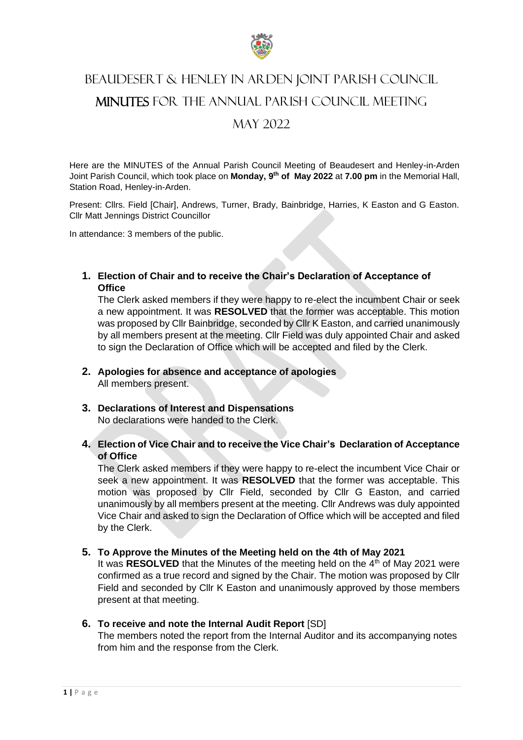# BEAUDESERT & HENLEY IN ARDEN JOINT PARISH COUNCIL

# MINUTES FOR THE ANNUAL PARISH COUNCIL MEETING

# MAY 2022

Here are the MINUTES of the Annual Parish Council Meeting of Beaudesert and Henley-in-Arden Joint Parish Council, which took place on **Monday, 9th of May 2022** at **7.00 pm** in the Memorial Hall, Station Road, Henley-in-Arden.

Present: Cllrs. Field [Chair], Andrews, Turner, Brady, Bainbridge, Harries, K Easton and G Easton. Cllr Matt Jennings District Councillor

In attendance: 3 members of the public.

1. **Election of Chair and to receive the Chair's Declaration of Acceptance of Office**
   The Clerk asked members if they were happy to re-elect the incumbent Chair or seek a new appointment. It was **RESOLVED** that the former was acceptable. This motion was proposed by Cllr Bainbridge, seconded by Cllr K Easton, and carried unanimously by all members present at the meeting. Cllr Field was duly appointed Chair and asked to sign the Declaration of Office which will be accepted and filed by the Clerk.

2. **Apologies for absence and acceptance of apologies**
   All members present.

3. **Declarations of Interest and Dispensations**
   No declarations were handed to the Clerk.

4. **Election of Vice Chair and to receive the Vice Chair's Declaration of Acceptance of Office**
   The Clerk asked members if they were happy to re-elect the incumbent Vice Chair or seek a new appointment. It was **RESOLVED** that the former was acceptable. This motion was proposed by Cllr Field, seconded by Cllr G Easton, and carried unanimously by all members present at the meeting. Cllr Andrews was duly appointed Vice Chair and asked to sign the Declaration of Office which will be accepted and filed by the Clerk.

5. **To Approve the Minutes of the Meeting held on the 4th of May 2021**
   It was **RESOLVED** that the Minutes of the meeting held on the 4th of May 2021 were confirmed as a true record and signed by the Chair. The motion was proposed by Cllr Field and seconded by Cllr K Easton and unanimously approved by those members present at that meeting.

6. **To receive and note the Internal Audit Report** [SD]
   The members noted the report from the Internal Auditor and its accompanying notes from him and the response from the Clerk.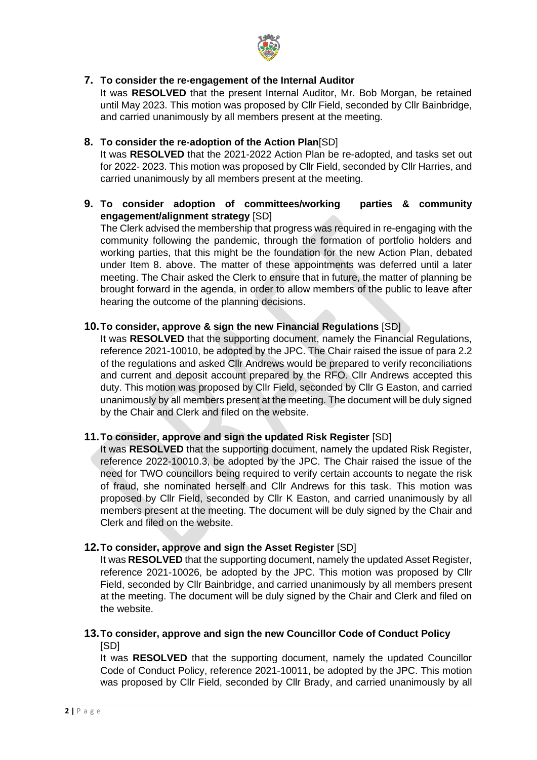## 7. To consider the re-engagement of the Internal Auditor

It was **RESOLVED** that the present Internal Auditor, Mr. Bob Morgan, be retained until May 2023. This motion was proposed by Cllr Field, seconded by Cllr Bainbridge, and carried unanimously by all members present at the meeting.

## 8. To consider the re-adoption of the Action Plan[SD]

It was **RESOLVED** that the 2021-2022 Action Plan be re-adopted, and tasks set out for 2022- 2023. This motion was proposed by Cllr Field, seconded by Cllr Harries, and carried unanimously by all members present at the meeting.

## 9. To consider adoption of committees/working parties & community engagement/alignment strategy [SD]

The Clerk advised the membership that progress was required in re-engaging with the community following the pandemic, through the formation of portfolio holders and working parties, that this might be the foundation for the new Action Plan, debated under Item 8. above. The matter of these appointments was deferred until a later meeting. The Chair asked the Clerk to ensure that in future, the matter of planning be brought forward in the agenda, in order to allow members of the public to leave after hearing the outcome of the planning decisions.

## 10. To consider, approve & sign the new Financial Regulations [SD]

It was **RESOLVED** that the supporting document, namely the Financial Regulations, reference 2021-10010, be adopted by the JPC. The Chair raised the issue of para 2.2 of the regulations and asked Cllr Andrews would be prepared to verify reconciliations and current and deposit account prepared by the RFO. Cllr Andrews accepted this duty. This motion was proposed by Cllr Field, seconded by Cllr G Easton, and carried unanimously by all members present at the meeting. The document will be duly signed by the Chair and Clerk and filed on the website.

## 11. To consider, approve and sign the updated Risk Register [SD]

It was **RESOLVED** that the supporting document, namely the updated Risk Register, reference 2022-10010.3, be adopted by the JPC. The Chair raised the issue of the need for TWO councillors being required to verify certain accounts to negate the risk of fraud, she nominated herself and Cllr Andrews for this task. This motion was proposed by Cllr Field, seconded by Cllr K Easton, and carried unanimously by all members present at the meeting. The document will be duly signed by the Chair and Clerk and filed on the website.

## 12. To consider, approve and sign the Asset Register [SD]

It was **RESOLVED** that the supporting document, namely the updated Asset Register, reference 2021-10026, be adopted by the JPC. This motion was proposed by Cllr Field, seconded by Cllr Bainbridge, and carried unanimously by all members present at the meeting. The document will be duly signed by the Chair and Clerk and filed on the website.

## 13. To consider, approve and sign the new Councillor Code of Conduct Policy [SD]

It was **RESOLVED** that the supporting document, namely the updated Councillor Code of Conduct Policy, reference 2021-10011, be adopted by the JPC. This motion was proposed by Cllr Field, seconded by Cllr Brady, and carried unanimously by all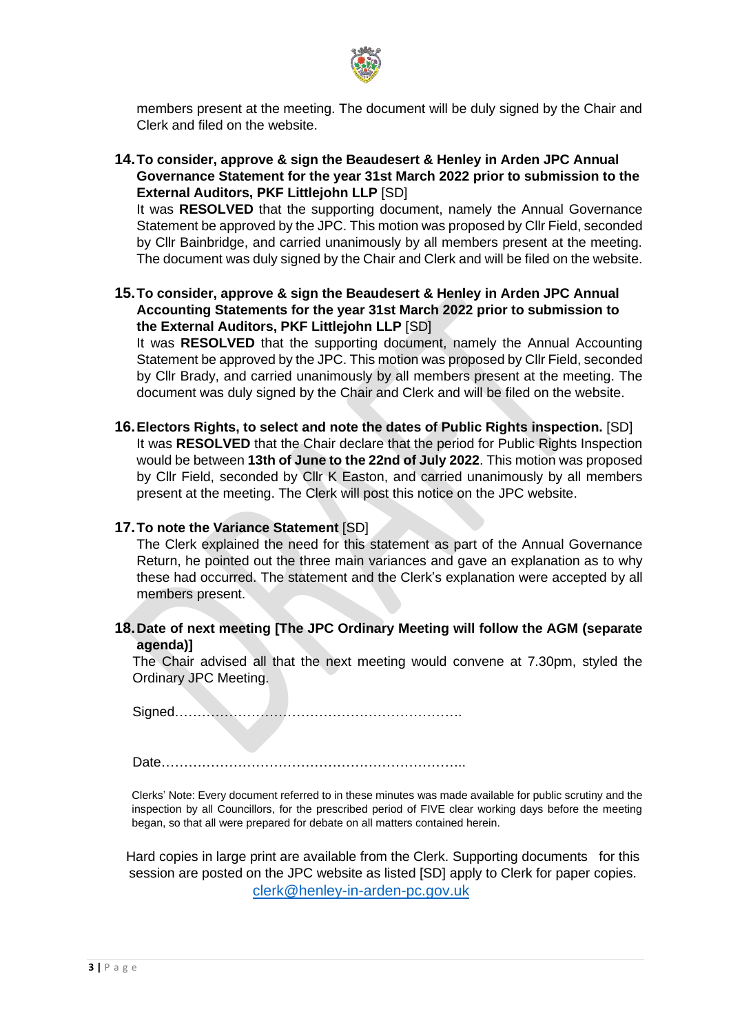members present at the meeting. The document will be duly signed by the Chair and Clerk and filed on the website.

**14. To consider, approve & sign the Beaudesert & Henley in Arden JPC Annual Governance Statement for the year 31st March 2022 prior to submission to the External Auditors, PKF Littlejohn LLP** [SD]

It was **RESOLVED** that the supporting document, namely the Annual Governance Statement be approved by the JPC. This motion was proposed by Cllr Field, seconded by Cllr Bainbridge, and carried unanimously by all members present at the meeting. The document was duly signed by the Chair and Clerk and will be filed on the website.

**15. To consider, approve & sign the Beaudesert & Henley in Arden JPC Annual Accounting Statements for the year 31st March 2022 prior to submission to the External Auditors, PKF Littlejohn LLP** [SD]

It was **RESOLVED** that the supporting document, namely the Annual Accounting Statement be approved by the JPC. This motion was proposed by Cllr Field, seconded by Cllr Brady, and carried unanimously by all members present at the meeting. The document was duly signed by the Chair and Clerk and will be filed on the website.

**16. Electors Rights, to select and note the dates of Public Rights inspection.** [SD]

It was **RESOLVED** that the Chair declare that the period for Public Rights Inspection would be between **13th of June to the 22nd of July 2022**. This motion was proposed by Cllr Field, seconded by Cllr K Easton, and carried unanimously by all members present at the meeting. The Clerk will post this notice on the JPC website.

**17. To note the Variance Statement** [SD]

The Clerk explained the need for this statement as part of the Annual Governance Return, he pointed out the three main variances and gave an explanation as to why these had occurred. The statement and the Clerk's explanation were accepted by all members present.

**18. Date of next meeting [The JPC Ordinary Meeting will follow the AGM (separate agenda)]**

The Chair advised all that the next meeting would convene at 7.30pm, styled the Ordinary JPC Meeting.

Signed……………………………………………………….

Date…………………………………………………………..

Clerks' Note: Every document referred to in these minutes was made available for public scrutiny and the inspection by all Councillors, for the prescribed period of FIVE clear working days before the meeting began, so that all were prepared for debate on all matters contained herein.

Hard copies in large print are available from the Clerk. Supporting documents for this session are posted on the JPC website as listed [SD] apply to Clerk for paper copies.
clerk@henley-in-arden-pc.gov.uk